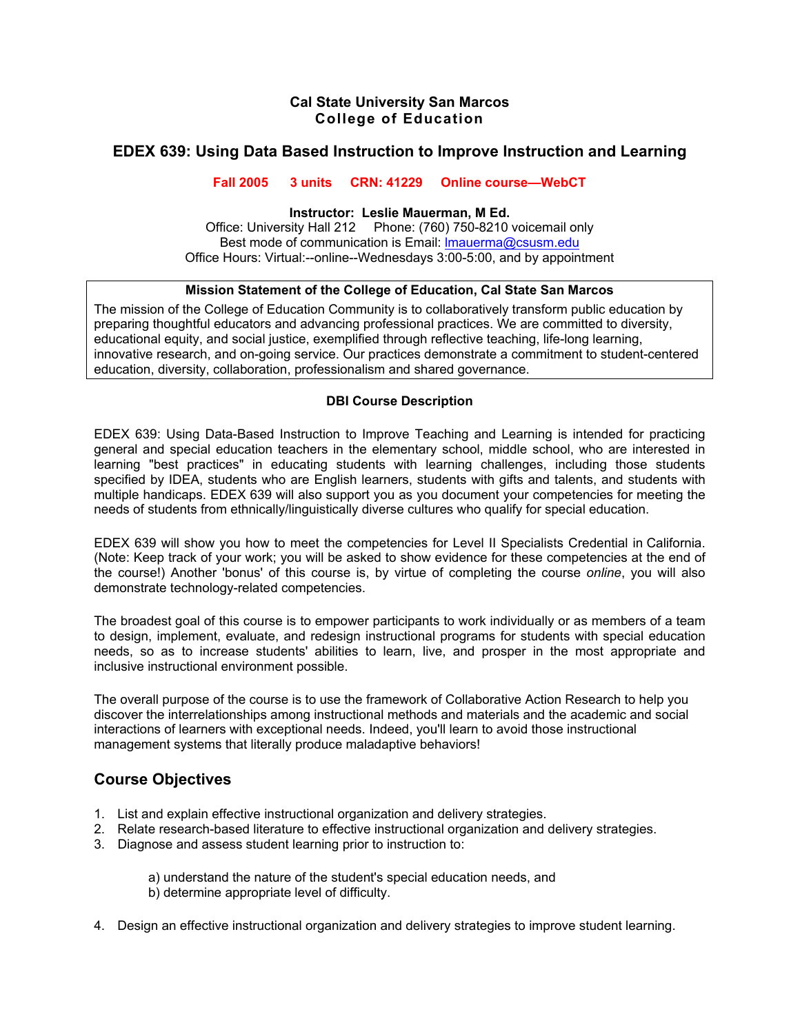**Cal State University San Marcos**
**College of Education**

# EDEX 639: Using Data Based Instruction to Improve Instruction and Learning

**Fall 2005 3 units CRN: 41229 Online course—WebCT**

**Instructor: Leslie Mauerman, M Ed.**
Office: University Hall 212 Phone: (760) 750-8210 voicemail only
Best mode of communication is Email: lmauerma@csusm.edu
Office Hours: Virtual:--online--Wednesdays 3:00-5:00, and by appointment

**Mission Statement of the College of Education, Cal State San Marcos**

The mission of the College of Education Community is to collaboratively transform public education by preparing thoughtful educators and advancing professional practices. We are committed to diversity, educational equity, and social justice, exemplified through reflective teaching, life-long learning, innovative research, and on-going service. Our practices demonstrate a commitment to student-centered education, diversity, collaboration, professionalism and shared governance.

**DBI Course Description**

EDEX 639: Using Data-Based Instruction to Improve Teaching and Learning is intended for practicing general and special education teachers in the elementary school, middle school, who are interested in learning "best practices" in educating students with learning challenges, including those students specified by IDEA, students who are English learners, students with gifts and talents, and students with multiple handicaps. EDEX 639 will also support you as you document your competencies for meeting the needs of students from ethnically/linguistically diverse cultures who qualify for special education.

EDEX 639 will show you how to meet the competencies for Level II Specialists Credential in California. (Note: Keep track of your work; you will be asked to show evidence for these competencies at the end of the course!) Another 'bonus' of this course is, by virtue of completing the course *online*, you will also demonstrate technology-related competencies.

The broadest goal of this course is to empower participants to work individually or as members of a team to design, implement, evaluate, and redesign instructional programs for students with special education needs, so as to increase students' abilities to learn, live, and prosper in the most appropriate and inclusive instructional environment possible.

The overall purpose of the course is to use the framework of Collaborative Action Research to help you discover the interrelationships among instructional methods and materials and the academic and social interactions of learners with exceptional needs. Indeed, you'll learn to avoid those instructional management systems that literally produce maladaptive behaviors!

## Course Objectives

1. List and explain effective instructional organization and delivery strategies.
2. Relate research-based literature to effective instructional organization and delivery strategies.
3. Diagnose and assess student learning prior to instruction to:

    a) understand the nature of the student's special education needs, and
    b) determine appropriate level of difficulty.

4. Design an effective instructional organization and delivery strategies to improve student learning.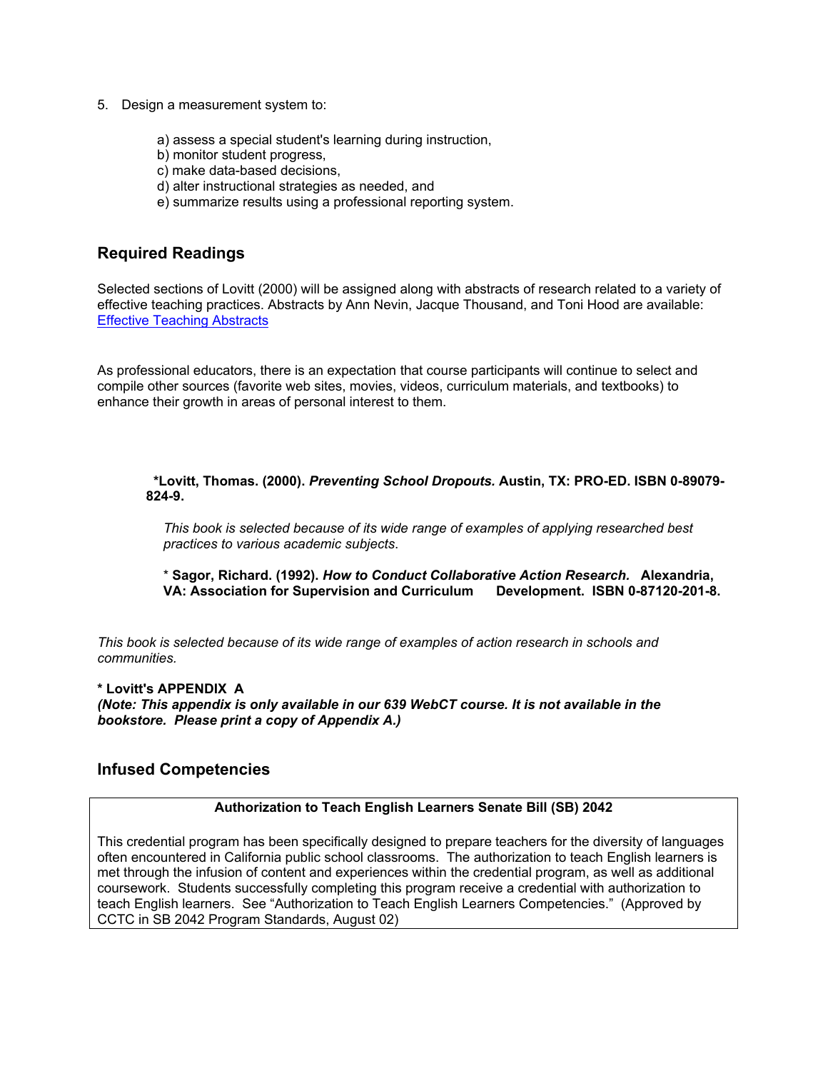5. Design a measurement system to:

   a) assess a special student's learning during instruction,
   b) monitor student progress,
   c) make data-based decisions,
   d) alter instructional strategies as needed, and
   e) summarize results using a professional reporting system.

## Required Readings

Selected sections of Lovitt (2000) will be assigned along with abstracts of research related to a variety of effective teaching practices. Abstracts by Ann Nevin, Jacque Thousand, and Toni Hood are available: [Effective Teaching Abstracts]

As professional educators, there is an expectation that course participants will continue to select and compile other sources (favorite web sites, movies, videos, curriculum materials, and textbooks) to enhance their growth in areas of personal interest to them.

**\*Lovitt, Thomas. (2000). *Preventing School Dropouts.* Austin, TX: PRO-ED. ISBN 0-89079-824-9.**

*This book is selected because of its wide range of examples of applying researched best practices to various academic subjects.*

\* **Sagor, Richard. (1992). *How to Conduct Collaborative Action Research.* Alexandria, VA: Association for Supervision and Curriculum Development. ISBN 0-87120-201-8.**

*This book is selected because of its wide range of examples of action research in schools and communities.*

**\* Lovitt's APPENDIX A**
***(Note: This appendix is only available in our 639 WebCT course. It is not available in the bookstore. Please print a copy of Appendix A.)***

## Infused Competencies

**Authorization to Teach English Learners Senate Bill (SB) 2042**

This credential program has been specifically designed to prepare teachers for the diversity of languages often encountered in California public school classrooms. The authorization to teach English learners is met through the infusion of content and experiences within the credential program, as well as additional coursework. Students successfully completing this program receive a credential with authorization to teach English learners. See "Authorization to Teach English Learners Competencies." (Approved by CCTC in SB 2042 Program Standards, August 02)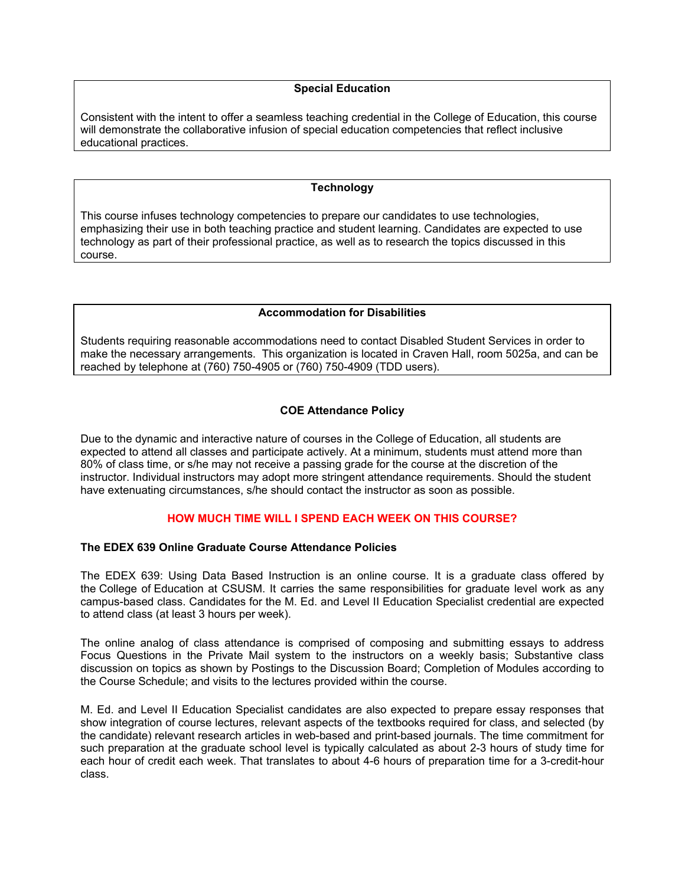### Special Education

Consistent with the intent to offer a seamless teaching credential in the College of Education, this course will demonstrate the collaborative infusion of special education competencies that reflect inclusive educational practices.

### Technology

This course infuses technology competencies to prepare our candidates to use technologies, emphasizing their use in both teaching practice and student learning. Candidates are expected to use technology as part of their professional practice, as well as to research the topics discussed in this course.

### Accommodation for Disabilities

Students requiring reasonable accommodations need to contact Disabled Student Services in order to make the necessary arrangements. This organization is located in Craven Hall, room 5025a, and can be reached by telephone at (760) 750-4905 or (760) 750-4909 (TDD users).

### COE Attendance Policy

Due to the dynamic and interactive nature of courses in the College of Education, all students are expected to attend all classes and participate actively. At a minimum, students must attend more than 80% of class time, or s/he may not receive a passing grade for the course at the discretion of the instructor. Individual instructors may adopt more stringent attendance requirements. Should the student have extenuating circumstances, s/he should contact the instructor as soon as possible.

## HOW MUCH TIME WILL I SPEND EACH WEEK ON THIS COURSE?

**The EDEX 639 Online Graduate Course Attendance Policies**

The EDEX 639: Using Data Based Instruction is an online course. It is a graduate class offered by the College of Education at CSUSM. It carries the same responsibilities for graduate level work as any campus-based class. Candidates for the M. Ed. and Level II Education Specialist credential are expected to attend class (at least 3 hours per week).

The online analog of class attendance is comprised of composing and submitting essays to address Focus Questions in the Private Mail system to the instructors on a weekly basis; Substantive class discussion on topics as shown by Postings to the Discussion Board; Completion of Modules according to the Course Schedule; and visits to the lectures provided within the course.

M. Ed. and Level II Education Specialist candidates are also expected to prepare essay responses that show integration of course lectures, relevant aspects of the textbooks required for class, and selected (by the candidate) relevant research articles in web-based and print-based journals. The time commitment for such preparation at the graduate school level is typically calculated as about 2-3 hours of study time for each hour of credit each week. That translates to about 4-6 hours of preparation time for a 3-credit-hour class.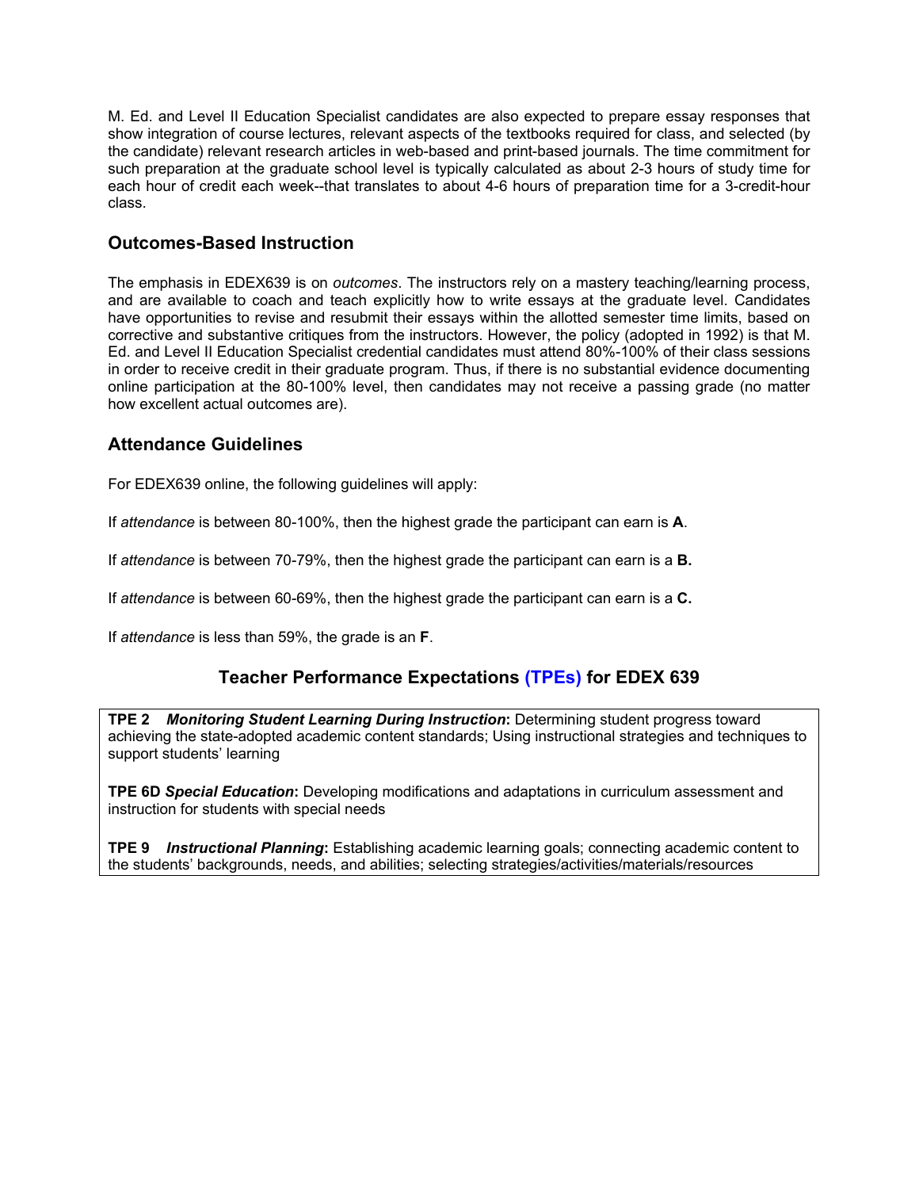M. Ed. and Level II Education Specialist candidates are also expected to prepare essay responses that show integration of course lectures, relevant aspects of the textbooks required for class, and selected (by the candidate) relevant research articles in web-based and print-based journals. The time commitment for such preparation at the graduate school level is typically calculated as about 2-3 hours of study time for each hour of credit each week--that translates to about 4-6 hours of preparation time for a 3-credit-hour class.

## Outcomes-Based Instruction

The emphasis in EDEX639 is on *outcomes*. The instructors rely on a mastery teaching/learning process, and are available to coach and teach explicitly how to write essays at the graduate level. Candidates have opportunities to revise and resubmit their essays within the allotted semester time limits, based on corrective and substantive critiques from the instructors. However, the policy (adopted in 1992) is that M. Ed. and Level II Education Specialist credential candidates must attend 80%-100% of their class sessions in order to receive credit in their graduate program. Thus, if there is no substantial evidence documenting online participation at the 80-100% level, then candidates may not receive a passing grade (no matter how excellent actual outcomes are).

## Attendance Guidelines

For EDEX639 online, the following guidelines will apply:

If *attendance* is between 80-100%, then the highest grade the participant can earn is **A**.

If *attendance* is between 70-79%, then the highest grade the participant can earn is a **B.**

If *attendance* is between 60-69%, then the highest grade the participant can earn is a **C.**

If *attendance* is less than 59%, the grade is an **F**.

## Teacher Performance Expectations (TPEs) for EDEX 639

**TPE 2** ***Monitoring Student Learning During Instruction*****:** Determining student progress toward achieving the state-adopted academic content standards; Using instructional strategies and techniques to support students' learning

**TPE 6D** ***Special Education*****:** Developing modifications and adaptations in curriculum assessment and instruction for students with special needs

**TPE 9** ***Instructional Planning*****:** Establishing academic learning goals; connecting academic content to the students' backgrounds, needs, and abilities; selecting strategies/activities/materials/resources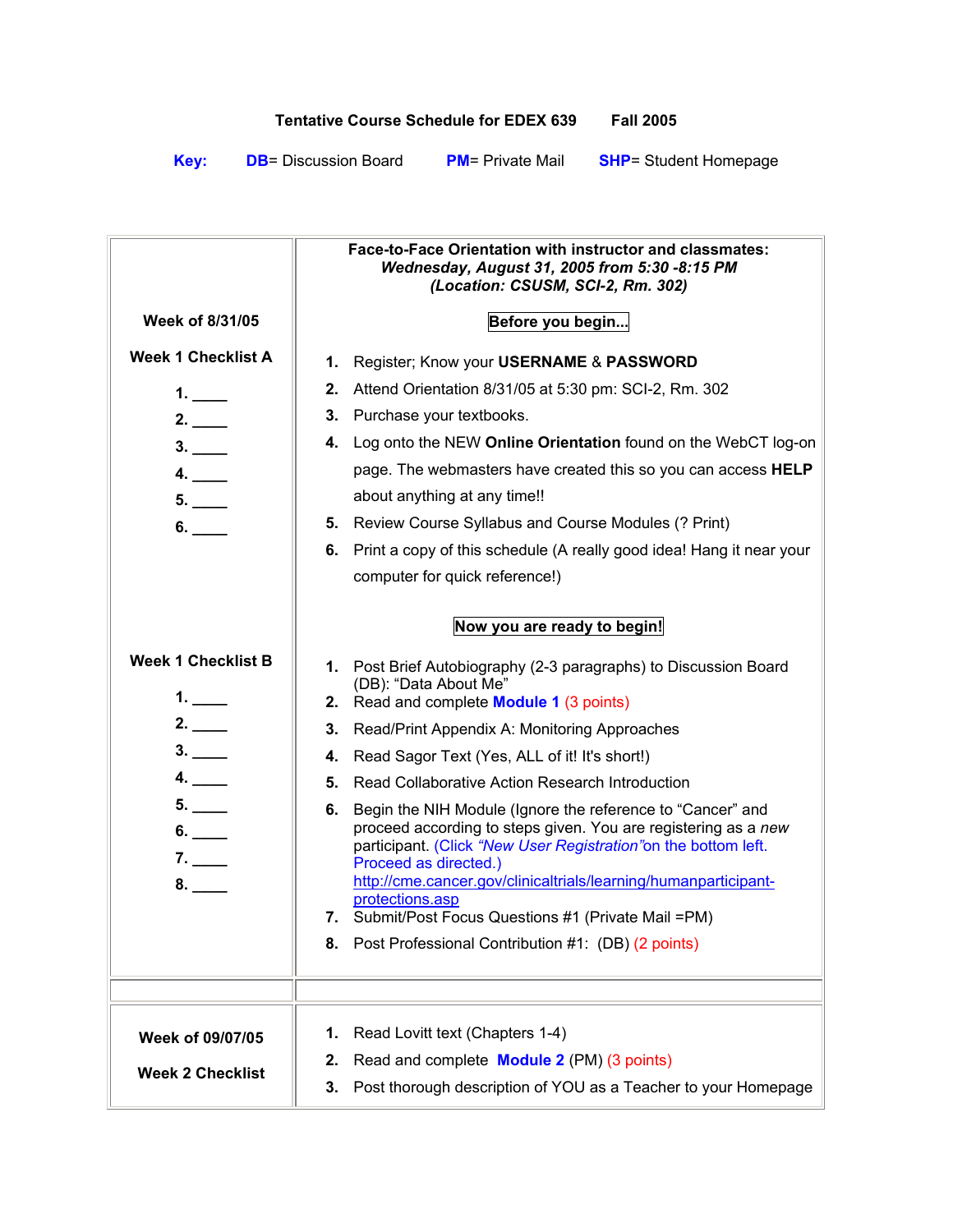**Tentative Course Schedule for EDEX 639 Fall 2005**

**Key:** **DB**= Discussion Board **PM**= Private Mail **SHP**= Student Homepage

| | **Face-to-Face Orientation with instructor and classmates:** ***Wednesday, August 31, 2005 from 5:30 -8:15 PM*** ***(Location: CSUSM, SCI-2, Rm. 302)*** |
|---|---|
| **Week of 8/31/05**<br><br>**Week 1 Checklist A**<br><br>**1.** ____<br>**2.** ____<br>**3.** ____<br>**4.** ____<br>**5.** ____<br>**6.** ____ | **Before you begin...**<br><br>**1.** Register; Know your **USERNAME** & **PASSWORD**<br>**2.** Attend Orientation 8/31/05 at 5:30 pm: SCI-2, Rm. 302<br>**3.** Purchase your textbooks.<br>**4.** Log onto the NEW **Online Orientation** found on the WebCT log-on page. The webmasters have created this so you can access **HELP** about anything at any time!!<br>**5.** Review Course Syllabus and Course Modules (? Print)<br>**6.** Print a copy of this schedule (A really good idea! Hang it near your computer for quick reference!) |
| **Week 1 Checklist B**<br><br>**1.** ____<br>**2.** ____<br>**3.** ____<br>**4.** ____<br>**5.** ____<br>**6.** ____<br>**7.** ____<br>**8.** ____ | **Now you are ready to begin!**<br><br>**1.** Post Brief Autobiography (2-3 paragraphs) to Discussion Board (DB): "Data About Me"<br>**2.** Read and complete **Module 1** (3 points)<br>**3.** Read/Print Appendix A: Monitoring Approaches<br>**4.** Read Sagor Text (Yes, ALL of it! It's short!)<br>**5.** Read Collaborative Action Research Introduction<br>**6.** Begin the NIH Module (Ignore the reference to "Cancer" and proceed according to steps given. You are registering as a *new* participant. (Click *"New User Registration"* on the bottom left. Proceed as directed.) http://cme.cancer.gov/clinicaltrials/learning/humanparticipant-protections.asp<br>**7.** Submit/Post Focus Questions #1 (Private Mail =PM)<br>**8.** Post Professional Contribution #1: (DB) (2 points) |
| | |
| **Week of 09/07/05**<br><br>**Week 2 Checklist** | **1.** Read Lovitt text (Chapters 1-4)<br>**2.** Read and complete **Module 2** (PM) (3 points)<br>**3.** Post thorough description of YOU as a Teacher to your Homepage |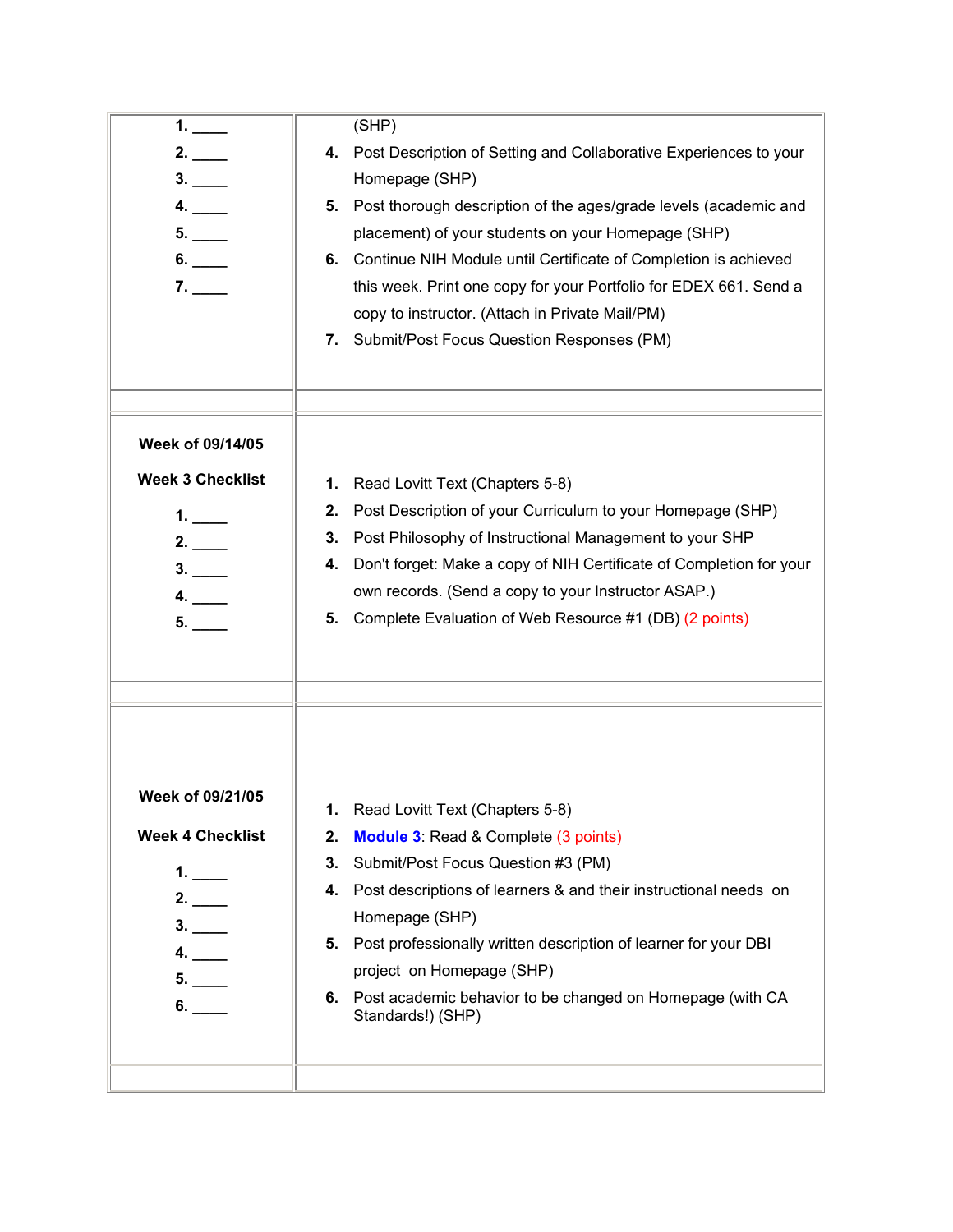| | |
|---|---|
| 1. ____<br>2. ____<br>3. ____<br>4. ____<br>5. ____<br>6. ____<br>7. ____ | (SHP)<br>4. Post Description of Setting and Collaborative Experiences to your Homepage (SHP)<br>5. Post thorough description of the ages/grade levels (academic and placement) of your students on your Homepage (SHP)<br>6. Continue NIH Module until Certificate of Completion is achieved this week. Print one copy for your Portfolio for EDEX 661. Send a copy to instructor. (Attach in Private Mail/PM)<br>7. Submit/Post Focus Question Responses (PM) |
| | |
| **Week of 09/14/05**<br><br>**Week 3 Checklist**<br><br>1. ____<br>2. ____<br>3. ____<br>4. ____<br>5. ____ | 1. Read Lovitt Text (Chapters 5-8)<br>2. Post Description of your Curriculum to your Homepage (SHP)<br>3. Post Philosophy of Instructional Management to your SHP<br>4. Don't forget: Make a copy of NIH Certificate of Completion for your own records. (Send a copy to your Instructor ASAP.)<br>5. Complete Evaluation of Web Resource #1 (DB) (2 points) |
| | |
| **Week of 09/21/05**<br><br>**Week 4 Checklist**<br><br>1. ____<br>2. ____<br>3. ____<br>4. ____<br>5. ____<br>6. ____ | 1. Read Lovitt Text (Chapters 5-8)<br>2. **Module 3**: Read & Complete (3 points)<br>3. Submit/Post Focus Question #3 (PM)<br>4. Post descriptions of learners & and their instructional needs on Homepage (SHP)<br>5. Post professionally written description of learner for your DBI project on Homepage (SHP)<br>6. Post academic behavior to be changed on Homepage (with CA Standards!) (SHP) |
| | |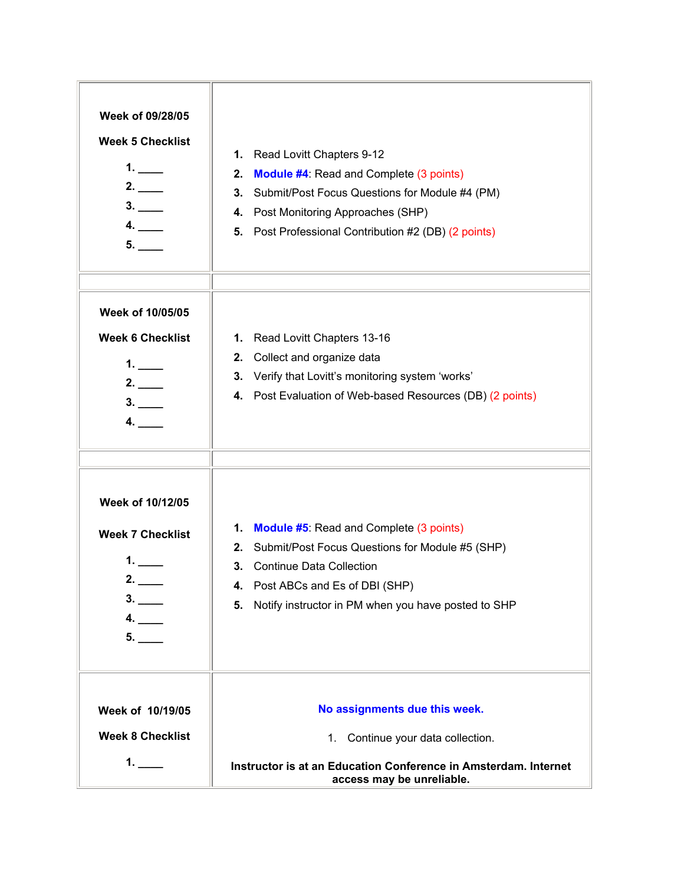| | |
|---|---|
| **Week of 09/28/05**<br><br>**Week 5 Checklist**<br><br>**1.** \_\_\_\_<br>**2.** \_\_\_\_<br>**3.** \_\_\_\_<br>**4.** \_\_\_\_<br>**5.** \_\_\_\_ | **1.** Read Lovitt Chapters 9-12<br>**2.** **Module #4**: Read and Complete (3 points)<br>**3.** Submit/Post Focus Questions for Module #4 (PM)<br>**4.** Post Monitoring Approaches (SHP)<br>**5.** Post Professional Contribution #2 (DB) (2 points) |
| | |
| **Week of 10/05/05**<br><br>**Week 6 Checklist**<br><br>**1.** \_\_\_\_<br>**2.** \_\_\_\_<br>**3.** \_\_\_\_<br>**4.** \_\_\_\_ | **1.** Read Lovitt Chapters 13-16<br>**2.** Collect and organize data<br>**3.** Verify that Lovitt's monitoring system 'works'<br>**4.** Post Evaluation of Web-based Resources (DB) (2 points) |
| | |
| **Week of 10/12/05**<br><br>**Week 7 Checklist**<br><br>**1.** \_\_\_\_<br>**2.** \_\_\_\_<br>**3.** \_\_\_\_<br>**4.** \_\_\_\_<br>**5.** \_\_\_\_ | **1.** **Module #5**: Read and Complete (3 points)<br>**2.** Submit/Post Focus Questions for Module #5 (SHP)<br>**3.** Continue Data Collection<br>**4.** Post ABCs and Es of DBI (SHP)<br>**5.** Notify instructor in PM when you have posted to SHP |
| **Week of 10/19/05**<br><br>**Week 8 Checklist**<br><br>**1.** \_\_\_\_ | **No assignments due this week.**<br><br>1. Continue your data collection.<br><br>**Instructor is at an Education Conference in Amsterdam. Internet access may be unreliable.** |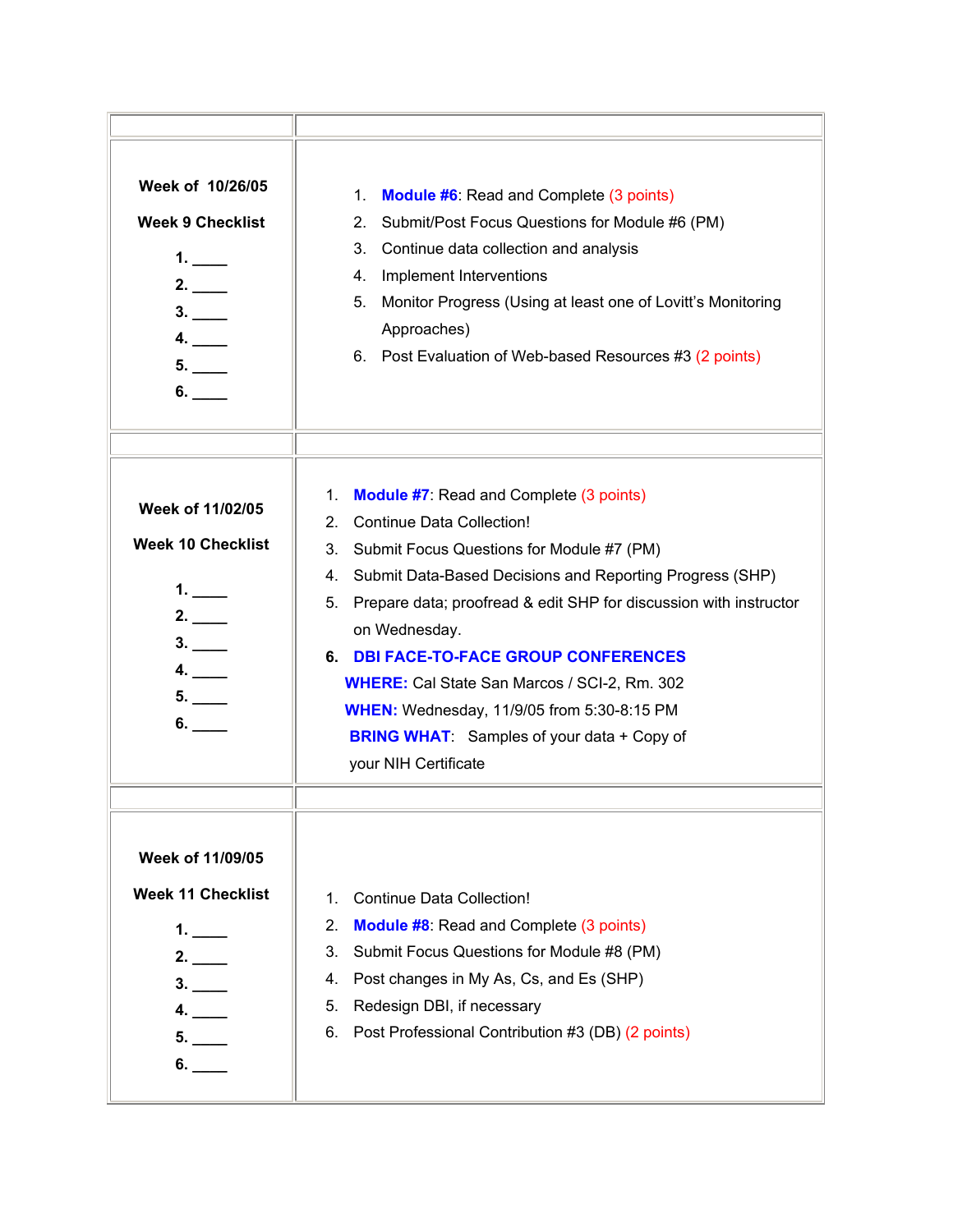| | |
|---|---|
| **Week of 10/26/05**<br><br>**Week 9 Checklist**<br><br>**1.** ____<br>**2.** ____<br>**3.** ____<br>**4.** ____<br>**5.** ____<br>**6.** ____ | 1. **Module #6**: Read and Complete (3 points)<br>2. Submit/Post Focus Questions for Module #6 (PM)<br>3. Continue data collection and analysis<br>4. Implement Interventions<br>5. Monitor Progress (Using at least one of Lovitt's Monitoring Approaches)<br>6. Post Evaluation of Web-based Resources #3 (2 points) |
| | |
| **Week of 11/02/05**<br><br>**Week 10 Checklist**<br><br>**1.** ____<br>**2.** ____<br>**3.** ____<br>**4.** ____<br>**5.** ____<br>**6.** ____ | 1. **Module #7**: Read and Complete (3 points)<br>2. Continue Data Collection!<br>3. Submit Focus Questions for Module #7 (PM)<br>4. Submit Data-Based Decisions and Reporting Progress (SHP)<br>5. Prepare data; proofread & edit SHP for discussion with instructor on Wednesday.<br>6. **DBI FACE-TO-FACE GROUP CONFERENCES**<br>**WHERE:** Cal State San Marcos / SCI-2, Rm. 302<br>**WHEN:** Wednesday, 11/9/05 from 5:30-8:15 PM<br>**BRING WHAT**: Samples of your data + Copy of your NIH Certificate |
| | |
| **Week of 11/09/05**<br><br>**Week 11 Checklist**<br><br>**1.** ____<br>**2.** ____<br>**3.** ____<br>**4.** ____<br>**5.** ____<br>**6.** ____ | 1. Continue Data Collection!<br>2. **Module #8**: Read and Complete (3 points)<br>3. Submit Focus Questions for Module #8 (PM)<br>4. Post changes in My As, Cs, and Es (SHP)<br>5. Redesign DBI, if necessary<br>6. Post Professional Contribution #3 (DB) (2 points) |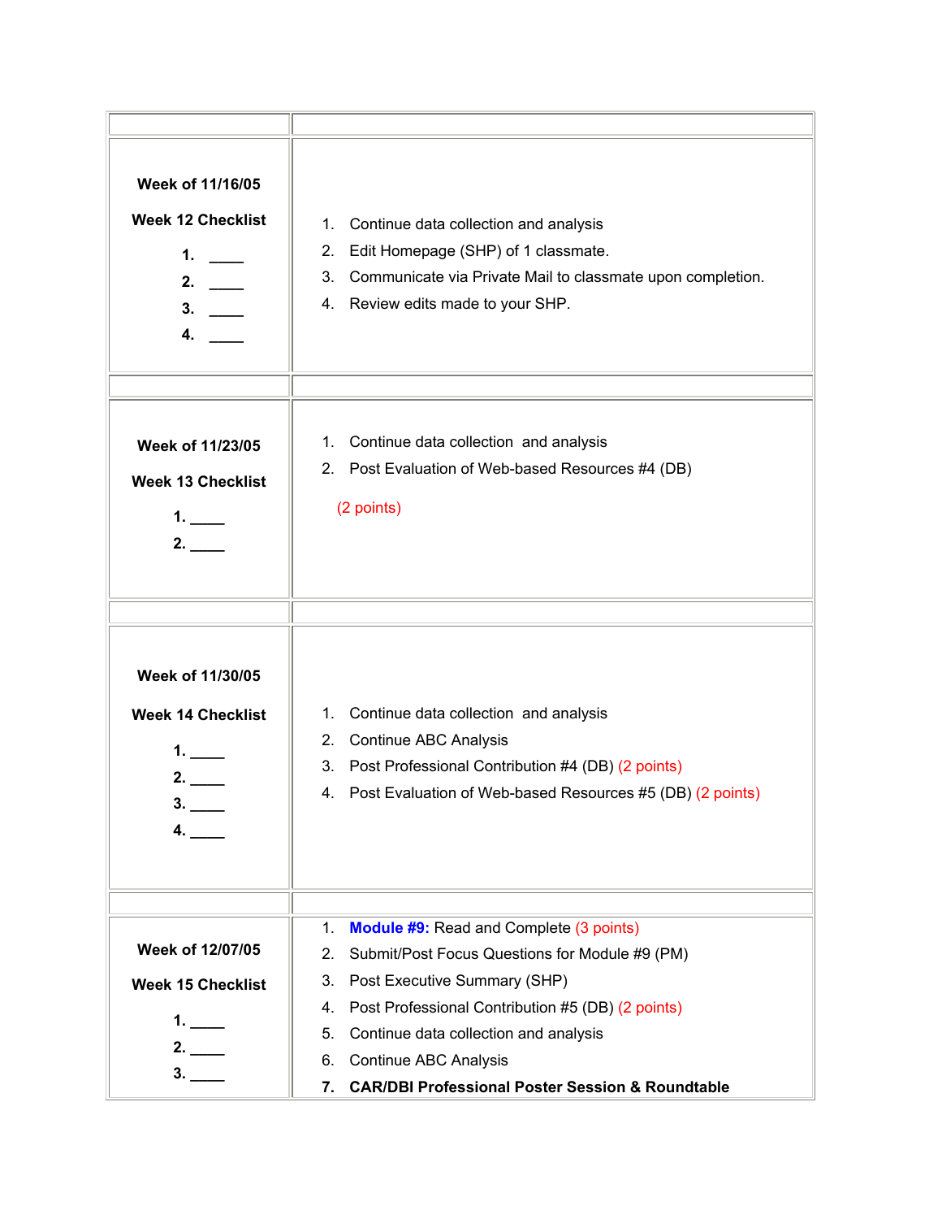| | |
|---|---|
| **Week of 11/16/05**<br><br>**Week 12 Checklist**<br><br>**1. \_\_\_\_**<br>**2. \_\_\_\_**<br>**3. \_\_\_\_**<br>**4. \_\_\_\_** | 1. Continue data collection and analysis<br>2. Edit Homepage (SHP) of 1 classmate.<br>3. Communicate via Private Mail to classmate upon completion.<br>4. Review edits made to your SHP. |
| | |
| **Week of 11/23/05**<br><br>**Week 13 Checklist**<br><br>**1. \_\_\_\_**<br>**2. \_\_\_\_** | 1. Continue data collection and analysis<br>2. Post Evaluation of Web-based Resources #4 (DB)<br><br>(2 points) |
| | |
| **Week of 11/30/05**<br><br>**Week 14 Checklist**<br><br>**1. \_\_\_\_**<br>**2. \_\_\_\_**<br>**3. \_\_\_\_**<br>**4. \_\_\_\_** | 1. Continue data collection and analysis<br>2. Continue ABC Analysis<br>3. Post Professional Contribution #4 (DB) (2 points)<br>4. Post Evaluation of Web-based Resources #5 (DB) (2 points) |
| | |
| **Week of 12/07/05**<br><br>**Week 15 Checklist**<br><br>**1. \_\_\_\_**<br>**2. \_\_\_\_**<br>**3. \_\_\_\_** | 1. **Module #9:** Read and Complete (3 points)<br>2. Submit/Post Focus Questions for Module #9 (PM)<br>3. Post Executive Summary (SHP)<br>4. Post Professional Contribution #5 (DB) (2 points)<br>5. Continue data collection and analysis<br>6. Continue ABC Analysis<br>**7. CAR/DBI Professional Poster Session & Roundtable** |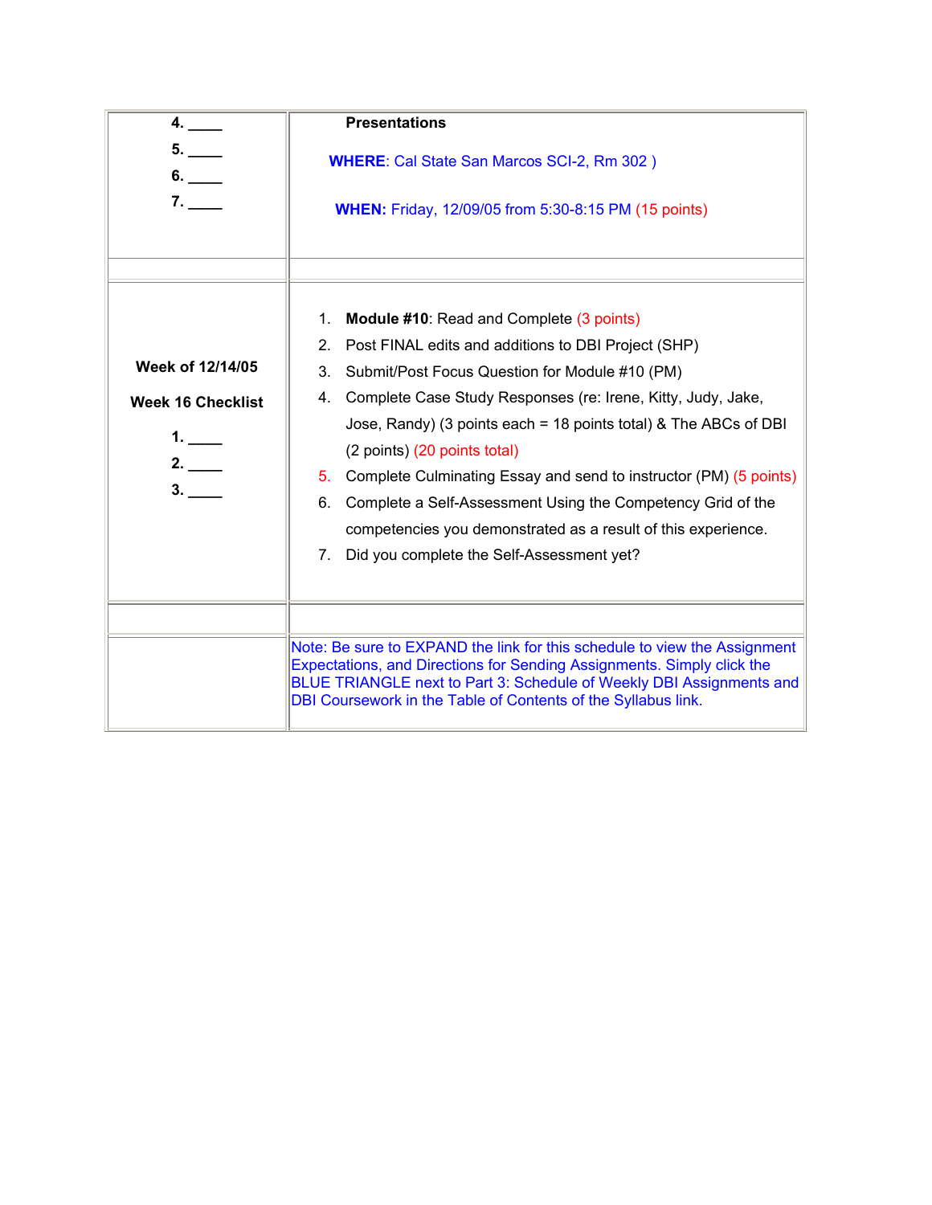| | |
|---|---|
| **4. \_\_\_\_**<br>**5. \_\_\_\_**<br>**6. \_\_\_\_**<br>**7. \_\_\_\_** | **Presentations**<br><br>**WHERE**: Cal State San Marcos SCI-2, Rm 302 )<br><br>**WHEN:** Friday, 12/09/05 from 5:30-8:15 PM (15 points) |
| | |
| **Week of 12/14/05**<br><br>**Week 16 Checklist**<br><br>**1. \_\_\_\_**<br>**2. \_\_\_\_**<br>**3. \_\_\_\_** | 1. **Module #10**: Read and Complete (3 points)<br>2. Post FINAL edits and additions to DBI Project (SHP)<br>3. Submit/Post Focus Question for Module #10 (PM)<br>4. Complete Case Study Responses (re: Irene, Kitty, Judy, Jake, Jose, Randy) (3 points each = 18 points total) & The ABCs of DBI (2 points) (20 points total)<br>5. Complete Culminating Essay and send to instructor (PM) (5 points)<br>6. Complete a Self-Assessment Using the Competency Grid of the competencies you demonstrated as a result of this experience.<br>7. Did you complete the Self-Assessment yet? |
| | |
| | Note: Be sure to EXPAND the link for this schedule to view the Assignment Expectations, and Directions for Sending Assignments. Simply click the BLUE TRIANGLE next to Part 3: Schedule of Weekly DBI Assignments and DBI Coursework in the Table of Contents of the Syllabus link. |